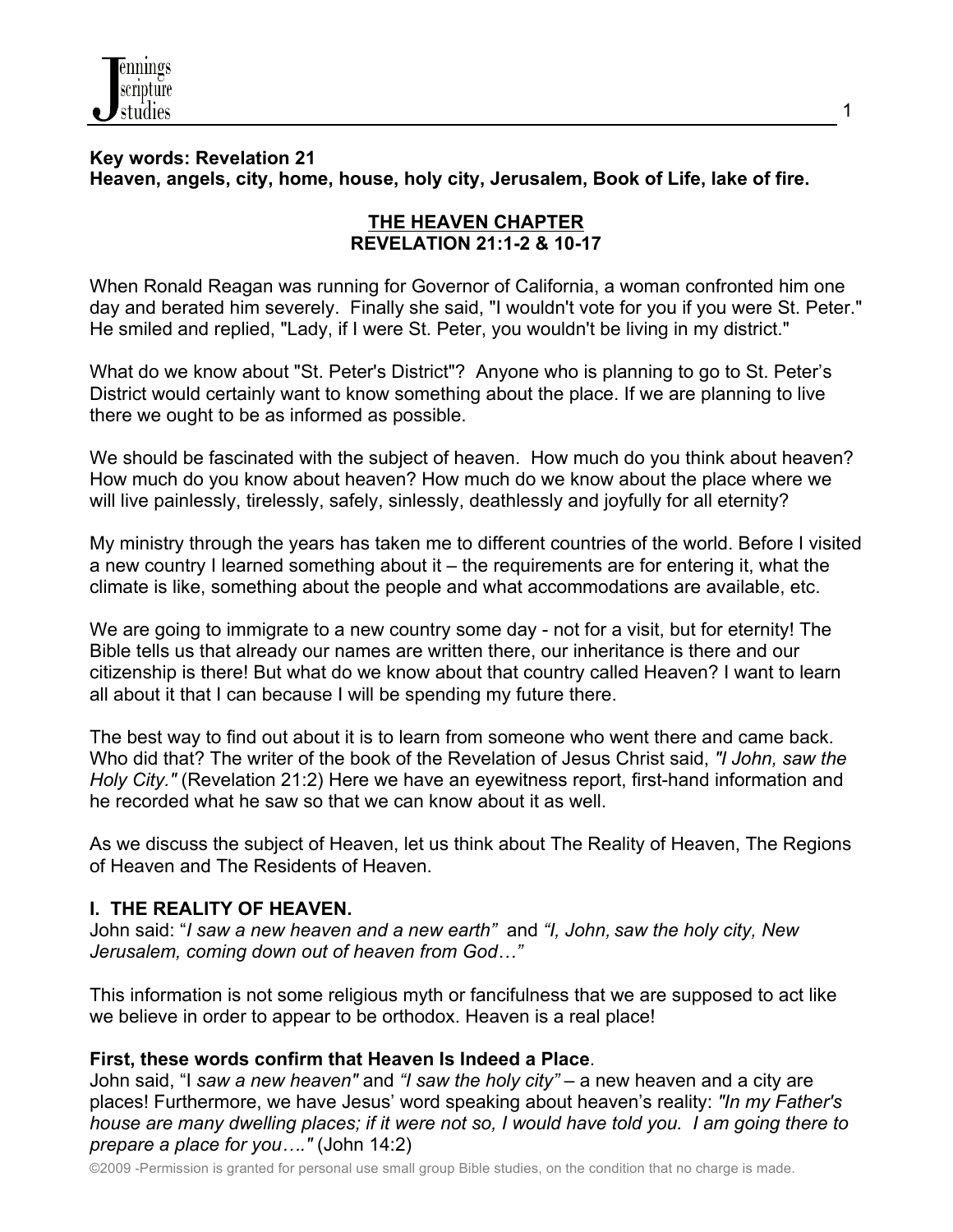**Key words: Revelation 21**
**Heaven, angels, city, home, house, holy city, Jerusalem, Book of Life, lake of fire.**

# THE HEAVEN CHAPTER
## REVELATION 21:1-2 & 10-17

When Ronald Reagan was running for Governor of California, a woman confronted him one day and berated him severely. Finally she said, "I wouldn't vote for you if you were St. Peter." He smiled and replied, "Lady, if I were St. Peter, you wouldn't be living in my district."

What do we know about "St. Peter's District"? Anyone who is planning to go to St. Peter's District would certainly want to know something about the place. If we are planning to live there we ought to be as informed as possible.

We should be fascinated with the subject of heaven. How much do you think about heaven? How much do you know about heaven? How much do we know about the place where we will live painlessly, tirelessly, safely, sinlessly, deathlessly and joyfully for all eternity?

My ministry through the years has taken me to different countries of the world. Before I visited a new country I learned something about it – the requirements are for entering it, what the climate is like, something about the people and what accommodations are available, etc.

We are going to immigrate to a new country some day - not for a visit, but for eternity! The Bible tells us that already our names are written there, our inheritance is there and our citizenship is there! But what do we know about that country called Heaven? I want to learn all about it that I can because I will be spending my future there.

The best way to find out about it is to learn from someone who went there and came back. Who did that? The writer of the book of the Revelation of Jesus Christ said, *"I John, saw the Holy City."* (Revelation 21:2) Here we have an eyewitness report, first-hand information and he recorded what he saw so that we can know about it as well.

As we discuss the subject of Heaven, let us think about The Reality of Heaven, The Regions of Heaven and The Residents of Heaven.

### I. THE REALITY OF HEAVEN.

John said: "*I saw a new heaven and a new earth"* and *"I, John, saw the holy city, New Jerusalem, coming down out of heaven from God…"*

This information is not some religious myth or fancifulness that we are supposed to act like we believe in order to appear to be orthodox. Heaven is a real place!

**First, these words confirm that Heaven Is Indeed a Place**.
John said, "I *saw a new heaven"* and *"I saw the holy city"* – a new heaven and a city are places! Furthermore, we have Jesus' word speaking about heaven's reality: *"In my Father's house are many dwelling places; if it were not so, I would have told you. I am going there to prepare a place for you…."* (John 14:2)

©2009 -Permission is granted for personal use small group Bible studies, on the condition that no charge is made.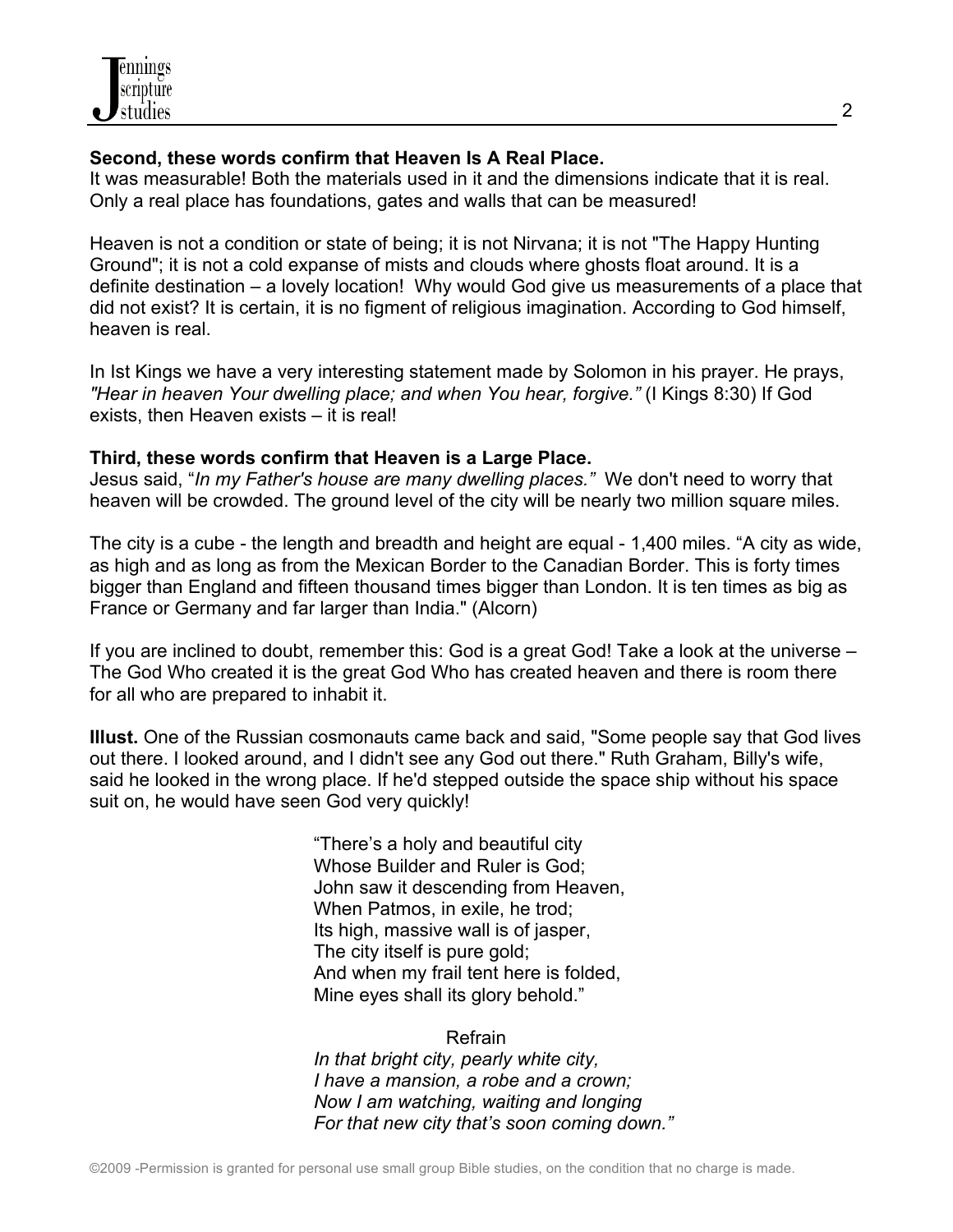**Second, these words confirm that Heaven Is A Real Place.**
It was measurable! Both the materials used in it and the dimensions indicate that it is real. Only a real place has foundations, gates and walls that can be measured!

Heaven is not a condition or state of being; it is not Nirvana; it is not "The Happy Hunting Ground"; it is not a cold expanse of mists and clouds where ghosts float around. It is a definite destination – a lovely location! Why would God give us measurements of a place that did not exist? It is certain, it is no figment of religious imagination. According to God himself, heaven is real.

In Ist Kings we have a very interesting statement made by Solomon in his prayer. He prays, *"Hear in heaven Your dwelling place; and when You hear, forgive."* (I Kings 8:30) If God exists, then Heaven exists – it is real!

**Third, these words confirm that Heaven is a Large Place.**
Jesus said, "*In my Father's house are many dwelling places."* We don't need to worry that heaven will be crowded. The ground level of the city will be nearly two million square miles.

The city is a cube - the length and breadth and height are equal - 1,400 miles. "A city as wide, as high and as long as from the Mexican Border to the Canadian Border. This is forty times bigger than England and fifteen thousand times bigger than London. It is ten times as big as France or Germany and far larger than India." (Alcorn)

If you are inclined to doubt, remember this: God is a great God! Take a look at the universe – The God Who created it is the great God Who has created heaven and there is room there for all who are prepared to inhabit it.

**Illust.** One of the Russian cosmonauts came back and said, "Some people say that God lives out there. I looked around, and I didn't see any God out there." Ruth Graham, Billy's wife, said he looked in the wrong place. If he'd stepped outside the space ship without his space suit on, he would have seen God very quickly!

> "There's a holy and beautiful city
> Whose Builder and Ruler is God;
> John saw it descending from Heaven,
> When Patmos, in exile, he trod;
> Its high, massive wall is of jasper,
> The city itself is pure gold;
> And when my frail tent here is folded,
> Mine eyes shall its glory behold."
>
> Refrain
> *In that bright city, pearly white city,*
> *I have a mansion, a robe and a crown;*
> *Now I am watching, waiting and longing*
> *For that new city that's soon coming down."*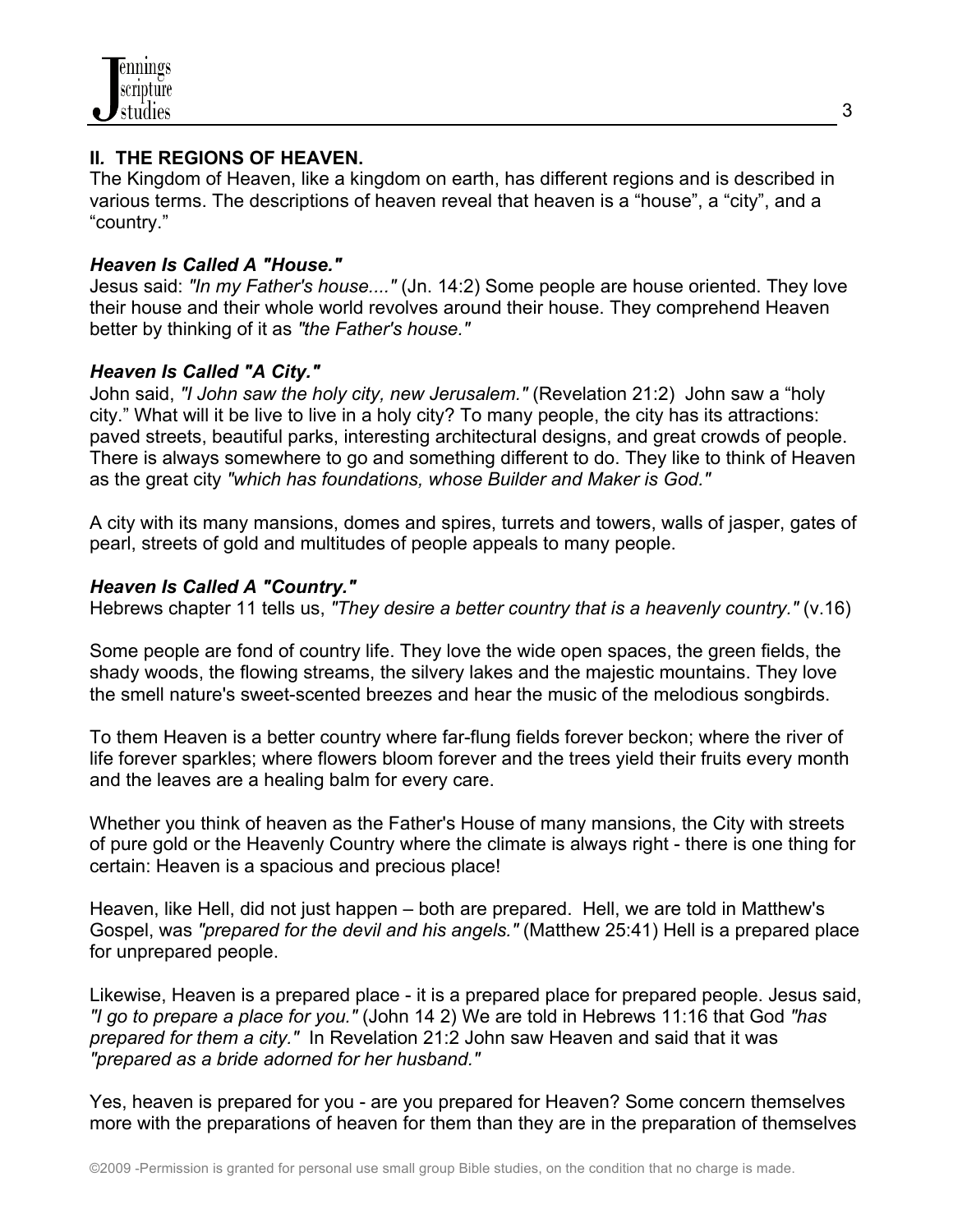## II. THE REGIONS OF HEAVEN.

The Kingdom of Heaven, like a kingdom on earth, has different regions and is described in various terms. The descriptions of heaven reveal that heaven is a “house”, a “city”, and a “country.”

### *Heaven Is Called A "House."*

Jesus said: *"In my Father's house...."* (Jn. 14:2) Some people are house oriented. They love their house and their whole world revolves around their house. They comprehend Heaven better by thinking of it as *"the Father's house."*

### *Heaven Is Called "A City."*

John said, *"I John saw the holy city, new Jerusalem."* (Revelation 21:2) John saw a “holy city.” What will it be live to live in a holy city? To many people, the city has its attractions: paved streets, beautiful parks, interesting architectural designs, and great crowds of people. There is always somewhere to go and something different to do. They like to think of Heaven as the great city *"which has foundations, whose Builder and Maker is God."*

A city with its many mansions, domes and spires, turrets and towers, walls of jasper, gates of pearl, streets of gold and multitudes of people appeals to many people.

### *Heaven Is Called A "Country."*

Hebrews chapter 11 tells us, *"They desire a better country that is a heavenly country."* (v.16)

Some people are fond of country life. They love the wide open spaces, the green fields, the shady woods, the flowing streams, the silvery lakes and the majestic mountains. They love the smell nature's sweet-scented breezes and hear the music of the melodious songbirds.

To them Heaven is a better country where far-flung fields forever beckon; where the river of life forever sparkles; where flowers bloom forever and the trees yield their fruits every month and the leaves are a healing balm for every care.

Whether you think of heaven as the Father's House of many mansions, the City with streets of pure gold or the Heavenly Country where the climate is always right - there is one thing for certain: Heaven is a spacious and precious place!

Heaven, like Hell, did not just happen – both are prepared. Hell, we are told in Matthew's Gospel, was *"prepared for the devil and his angels."* (Matthew 25:41) Hell is a prepared place for unprepared people.

Likewise, Heaven is a prepared place - it is a prepared place for prepared people. Jesus said, *"I go to prepare a place for you."* (John 14 2) We are told in Hebrews 11:16 that God *"has prepared for them a city."* In Revelation 21:2 John saw Heaven and said that it was *"prepared as a bride adorned for her husband."*

Yes, heaven is prepared for you - are you prepared for Heaven? Some concern themselves more with the preparations of heaven for them than they are in the preparation of themselves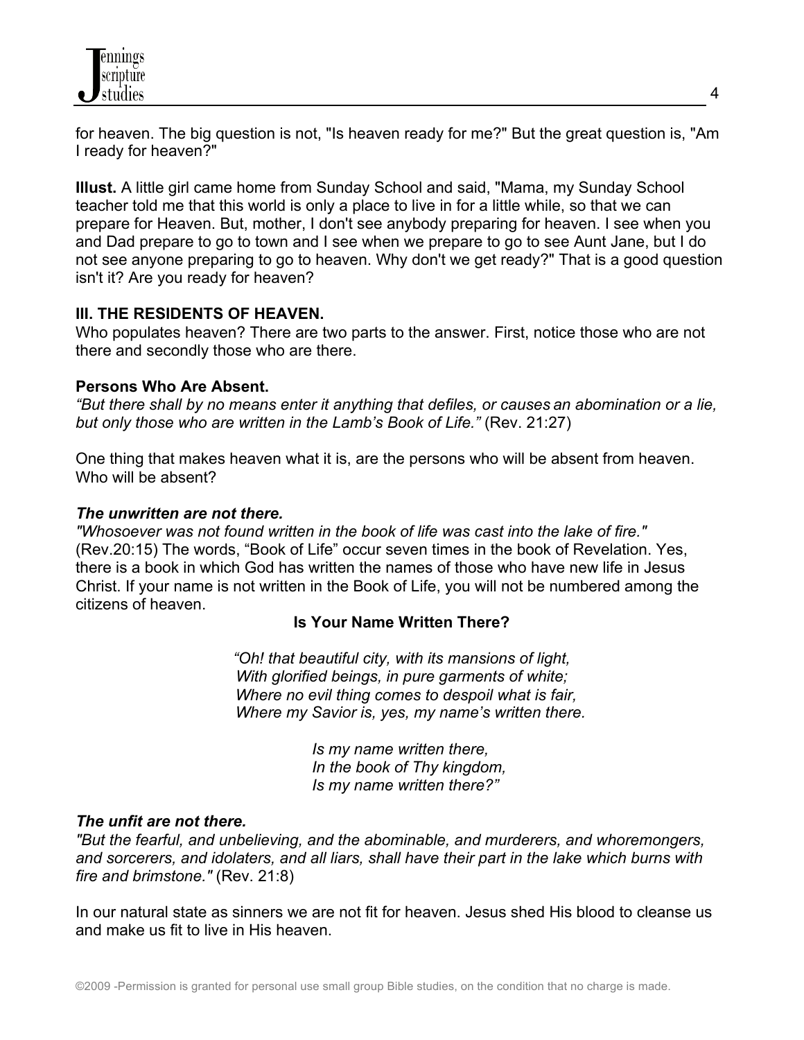for heaven. The big question is not, "Is heaven ready for me?" But the great question is, "Am I ready for heaven?"

**Illust.** A little girl came home from Sunday School and said, "Mama, my Sunday School teacher told me that this world is only a place to live in for a little while, so that we can prepare for Heaven. But, mother, I don't see anybody preparing for heaven. I see when you and Dad prepare to go to town and I see when we prepare to go to see Aunt Jane, but I do not see anyone preparing to go to heaven. Why don't we get ready?" That is a good question isn't it? Are you ready for heaven?

## III. THE RESIDENTS OF HEAVEN.

Who populates heaven? There are two parts to the answer. First, notice those who are not there and secondly those who are there.

### Persons Who Are Absent.

*"But there shall by no means enter it anything that defiles, or causes an abomination or a lie, but only those who are written in the Lamb's Book of Life."* (Rev. 21:27)

One thing that makes heaven what it is, are the persons who will be absent from heaven. Who will be absent?

***The unwritten are not there.***

*"Whosoever was not found written in the book of life was cast into the lake of fire."* (Rev.20:15) The words, "Book of Life" occur seven times in the book of Revelation. Yes, there is a book in which God has written the names of those who have new life in Jesus Christ. If your name is not written in the Book of Life, you will not be numbered among the citizens of heaven.

**Is Your Name Written There?**

*"Oh! that beautiful city, with its mansions of light,*
*With glorified beings, in pure garments of white;*
*Where no evil thing comes to despoil what is fair,*
*Where my Savior is, yes, my name's written there.*

*Is my name written there,*
*In the book of Thy kingdom,*
*Is my name written there?"*

***The unfit are not there.***

*"But the fearful, and unbelieving, and the abominable, and murderers, and whoremongers, and sorcerers, and idolaters, and all liars, shall have their part in the lake which burns with fire and brimstone."* (Rev. 21:8)

In our natural state as sinners we are not fit for heaven. Jesus shed His blood to cleanse us and make us fit to live in His heaven.

©2009 -Permission is granted for personal use small group Bible studies, on the condition that no charge is made.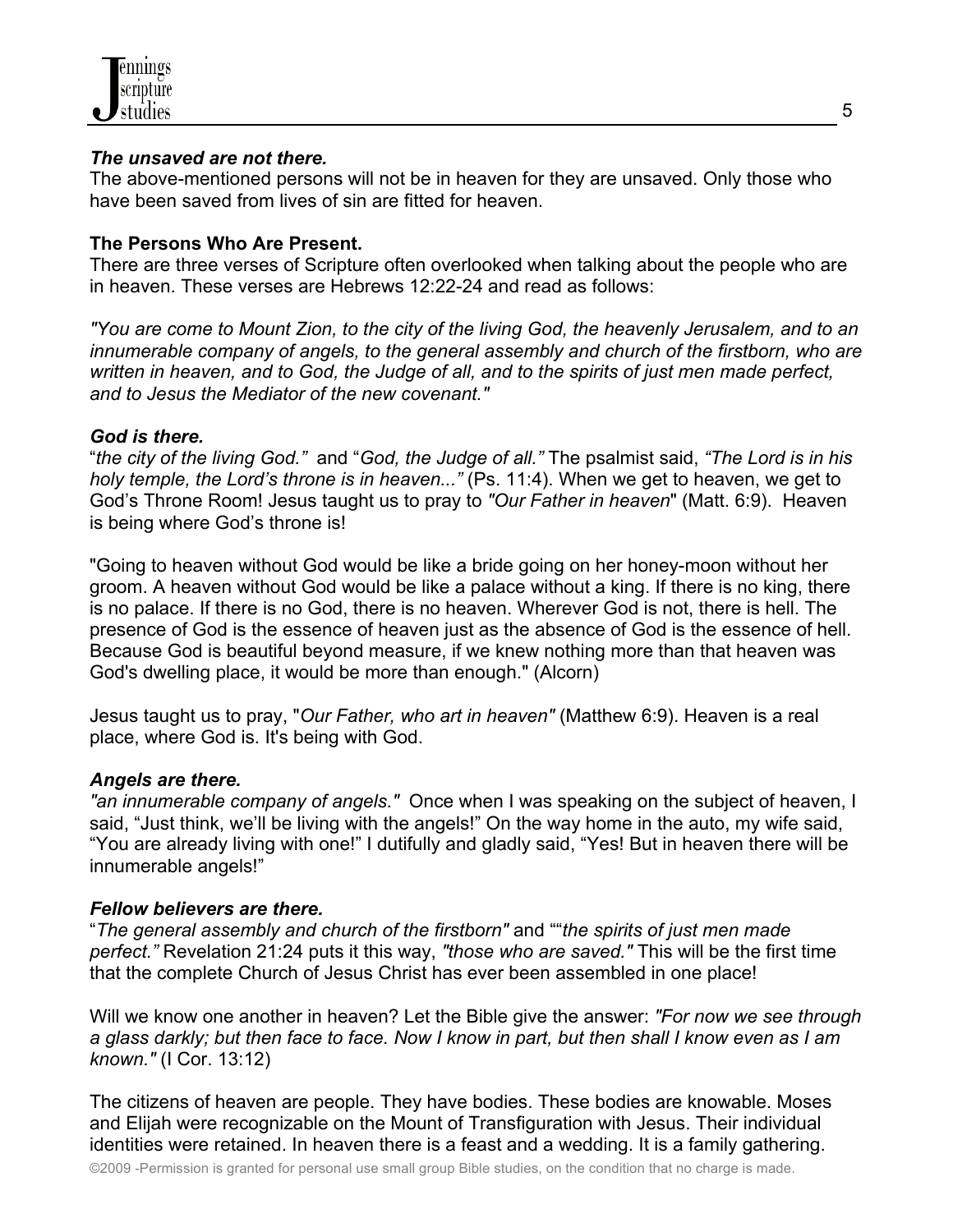***The unsaved are not there.***
The above-mentioned persons will not be in heaven for they are unsaved. Only those who have been saved from lives of sin are fitted for heaven.

**The Persons Who Are Present.**
There are three verses of Scripture often overlooked when talking about the people who are in heaven. These verses are Hebrews 12:22-24 and read as follows:

*"You are come to Mount Zion, to the city of the living God, the heavenly Jerusalem, and to an innumerable company of angels, to the general assembly and church of the firstborn, who are written in heaven, and to God, the Judge of all, and to the spirits of just men made perfect, and to Jesus the Mediator of the new covenant."*

***God is there.***
"*the city of the living God."* and "*God, the Judge of all."* The psalmist said, *"The Lord is in his holy temple, the Lord's throne is in heaven..."* (Ps. 11:4). When we get to heaven, we get to God's Throne Room! Jesus taught us to pray to *"Our Father in heaven*" (Matt. 6:9). Heaven is being where God's throne is!

"Going to heaven without God would be like a bride going on her honey-moon without her groom. A heaven without God would be like a palace without a king. If there is no king, there is no palace. If there is no God, there is no heaven. Wherever God is not, there is hell. The presence of God is the essence of heaven just as the absence of God is the essence of hell. Because God is beautiful beyond measure, if we knew nothing more than that heaven was God's dwelling place, it would be more than enough." (Alcorn)

Jesus taught us to pray, "*Our Father, who art in heaven"* (Matthew 6:9). Heaven is a real place, where God is. It's being with God.

***Angels are there.***
*"an innumerable company of angels."* Once when I was speaking on the subject of heaven, I said, "Just think, we'll be living with the angels!" On the way home in the auto, my wife said, "You are already living with one!" I dutifully and gladly said, "Yes! But in heaven there will be innumerable angels!"

***Fellow believers are there.***
"*The general assembly and church of the firstborn"* and ""*the spirits of just men made perfect."* Revelation 21:24 puts it this way, *"those who are saved."* This will be the first time that the complete Church of Jesus Christ has ever been assembled in one place!

Will we know one another in heaven? Let the Bible give the answer: *"For now we see through a glass darkly; but then face to face. Now I know in part, but then shall I know even as I am known."* (I Cor. 13:12)

The citizens of heaven are people. They have bodies. These bodies are knowable. Moses and Elijah were recognizable on the Mount of Transfiguration with Jesus. Their individual identities were retained. In heaven there is a feast and a wedding. It is a family gathering.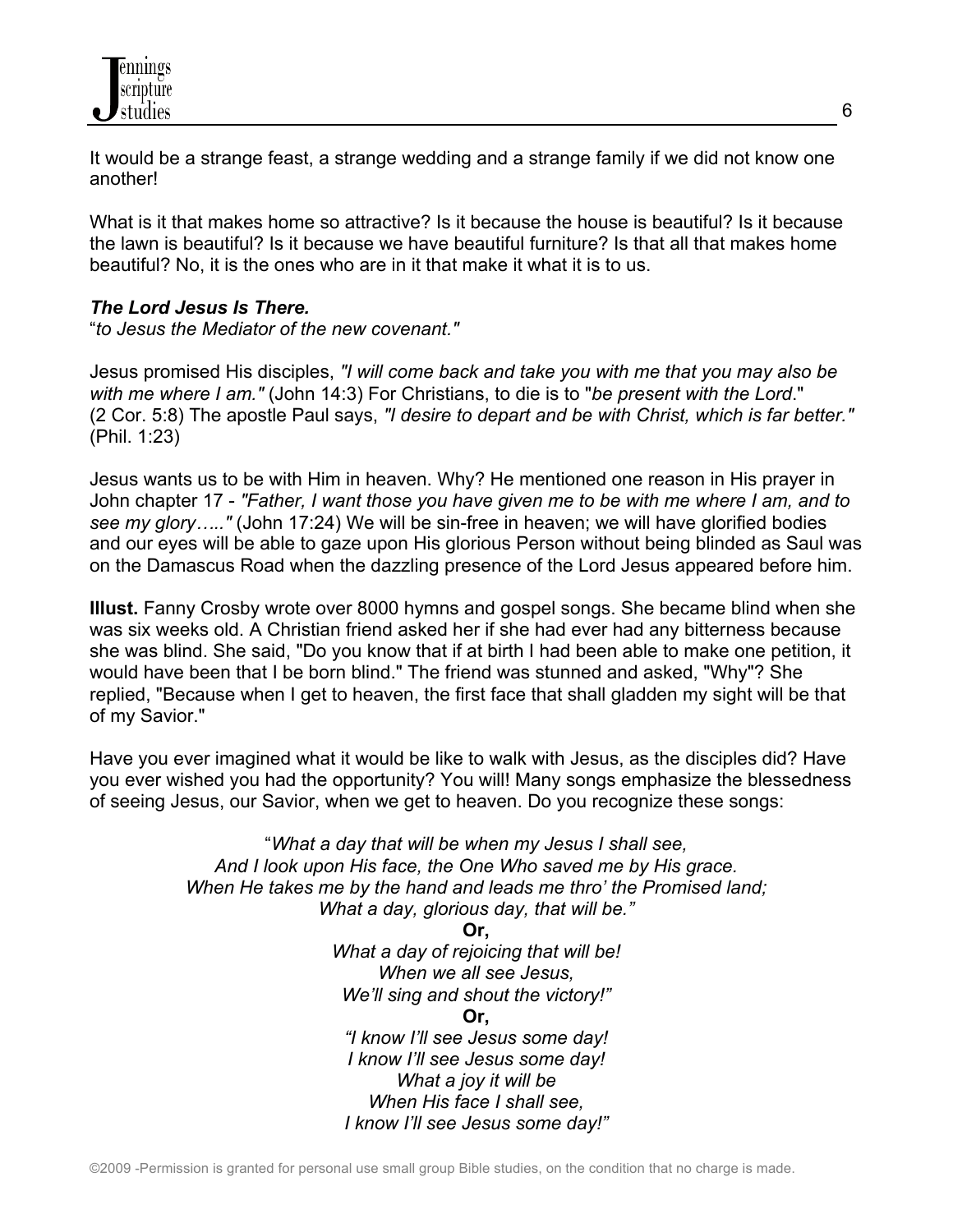It would be a strange feast, a strange wedding and a strange family if we did not know one another!

What is it that makes home so attractive? Is it because the house is beautiful? Is it because the lawn is beautiful? Is it because we have beautiful furniture? Is that all that makes home beautiful? No, it is the ones who are in it that make it what it is to us.

***The Lord Jesus Is There.***
"*to Jesus the Mediator of the new covenant."*

Jesus promised His disciples, *"I will come back and take you with me that you may also be with me where I am."* (John 14:3) For Christians, to die is to "*be present with the Lord*." (2 Cor. 5:8) The apostle Paul says, *"I desire to depart and be with Christ, which is far better."* (Phil. 1:23)

Jesus wants us to be with Him in heaven. Why? He mentioned one reason in His prayer in John chapter 17 - *"Father, I want those you have given me to be with me where I am, and to see my glory….."* (John 17:24) We will be sin-free in heaven; we will have glorified bodies and our eyes will be able to gaze upon His glorious Person without being blinded as Saul was on the Damascus Road when the dazzling presence of the Lord Jesus appeared before him.

**Illust.** Fanny Crosby wrote over 8000 hymns and gospel songs. She became blind when she was six weeks old. A Christian friend asked her if she had ever had any bitterness because she was blind. She said, "Do you know that if at birth I had been able to make one petition, it would have been that I be born blind." The friend was stunned and asked, "Why"? She replied, "Because when I get to heaven, the first face that shall gladden my sight will be that of my Savior."

Have you ever imagined what it would be like to walk with Jesus, as the disciples did? Have you ever wished you had the opportunity? You will! Many songs emphasize the blessedness of seeing Jesus, our Savior, when we get to heaven. Do you recognize these songs:

"*What a day that will be when my Jesus I shall see,*
*And I look upon His face, the One Who saved me by His grace.*
*When He takes me by the hand and leads me thro' the Promised land;*
*What a day, glorious day, that will be."*

**Or,**

*What a day of rejoicing that will be!*
*When we all see Jesus,*
*We'll sing and shout the victory!"*

**Or,**

*"I know I'll see Jesus some day!*
*I know I'll see Jesus some day!*
*What a joy it will be*
*When His face I shall see,*
*I know I'll see Jesus some day!"*

©2009 -Permission is granted for personal use small group Bible studies, on the condition that no charge is made.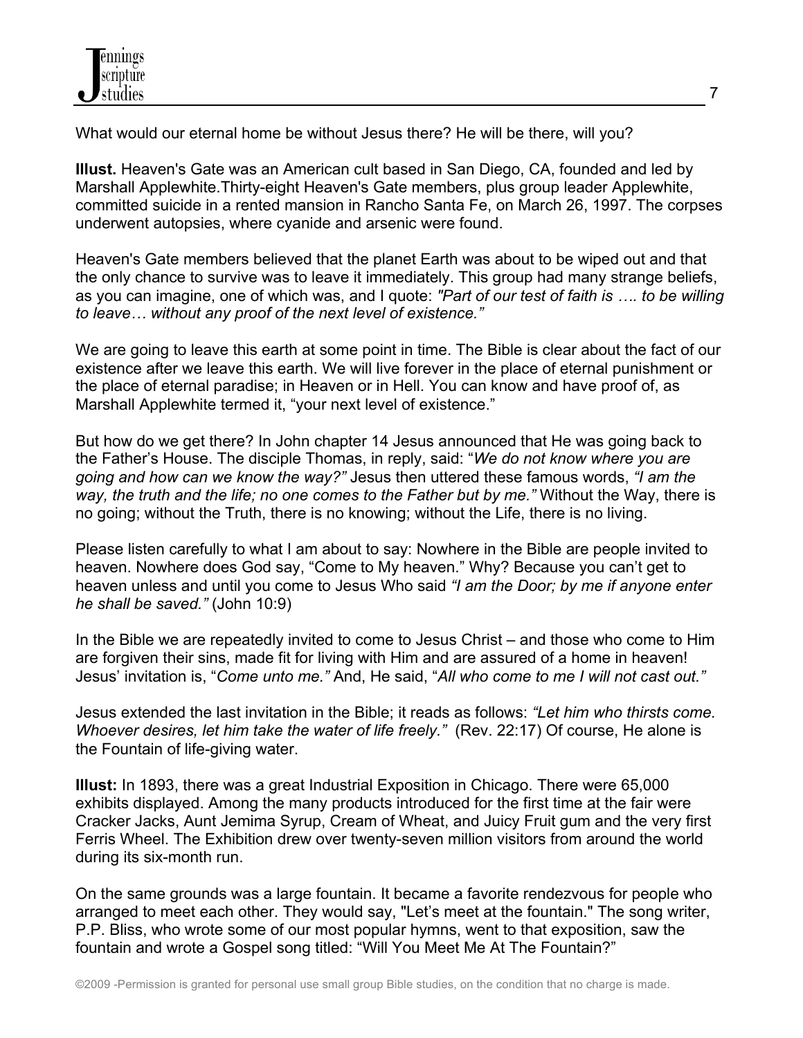What would our eternal home be without Jesus there? He will be there, will you?

**Illust.** Heaven's Gate was an American cult based in San Diego, CA, founded and led by Marshall Applewhite.Thirty-eight Heaven's Gate members, plus group leader Applewhite, committed suicide in a rented mansion in Rancho Santa Fe, on March 26, 1997. The corpses underwent autopsies, where cyanide and arsenic were found.

Heaven's Gate members believed that the planet Earth was about to be wiped out and that the only chance to survive was to leave it immediately. This group had many strange beliefs, as you can imagine, one of which was, and I quote: *"Part of our test of faith is …. to be willing to leave… without any proof of the next level of existence."*

We are going to leave this earth at some point in time. The Bible is clear about the fact of our existence after we leave this earth. We will live forever in the place of eternal punishment or the place of eternal paradise; in Heaven or in Hell. You can know and have proof of, as Marshall Applewhite termed it, "your next level of existence."

But how do we get there? In John chapter 14 Jesus announced that He was going back to the Father's House. The disciple Thomas, in reply, said: "*We do not know where you are going and how can we know the way?"* Jesus then uttered these famous words, *"I am the way, the truth and the life; no one comes to the Father but by me."* Without the Way, there is no going; without the Truth, there is no knowing; without the Life, there is no living.

Please listen carefully to what I am about to say: Nowhere in the Bible are people invited to heaven. Nowhere does God say, "Come to My heaven." Why? Because you can't get to heaven unless and until you come to Jesus Who said *"I am the Door; by me if anyone enter he shall be saved."* (John 10:9)

In the Bible we are repeatedly invited to come to Jesus Christ – and those who come to Him are forgiven their sins, made fit for living with Him and are assured of a home in heaven! Jesus' invitation is, "*Come unto me."* And, He said, "*All who come to me I will not cast out."*

Jesus extended the last invitation in the Bible; it reads as follows: *"Let him who thirsts come. Whoever desires, let him take the water of life freely."* (Rev. 22:17) Of course, He alone is the Fountain of life-giving water.

**Illust:** In 1893, there was a great Industrial Exposition in Chicago. There were 65,000 exhibits displayed. Among the many products introduced for the first time at the fair were Cracker Jacks, Aunt Jemima Syrup, Cream of Wheat, and Juicy Fruit gum and the very first Ferris Wheel. The Exhibition drew over twenty-seven million visitors from around the world during its six-month run.

On the same grounds was a large fountain. It became a favorite rendezvous for people who arranged to meet each other. They would say, "Let's meet at the fountain." The song writer, P.P. Bliss, who wrote some of our most popular hymns, went to that exposition, saw the fountain and wrote a Gospel song titled: "Will You Meet Me At The Fountain?"

©2009 -Permission is granted for personal use small group Bible studies, on the condition that no charge is made.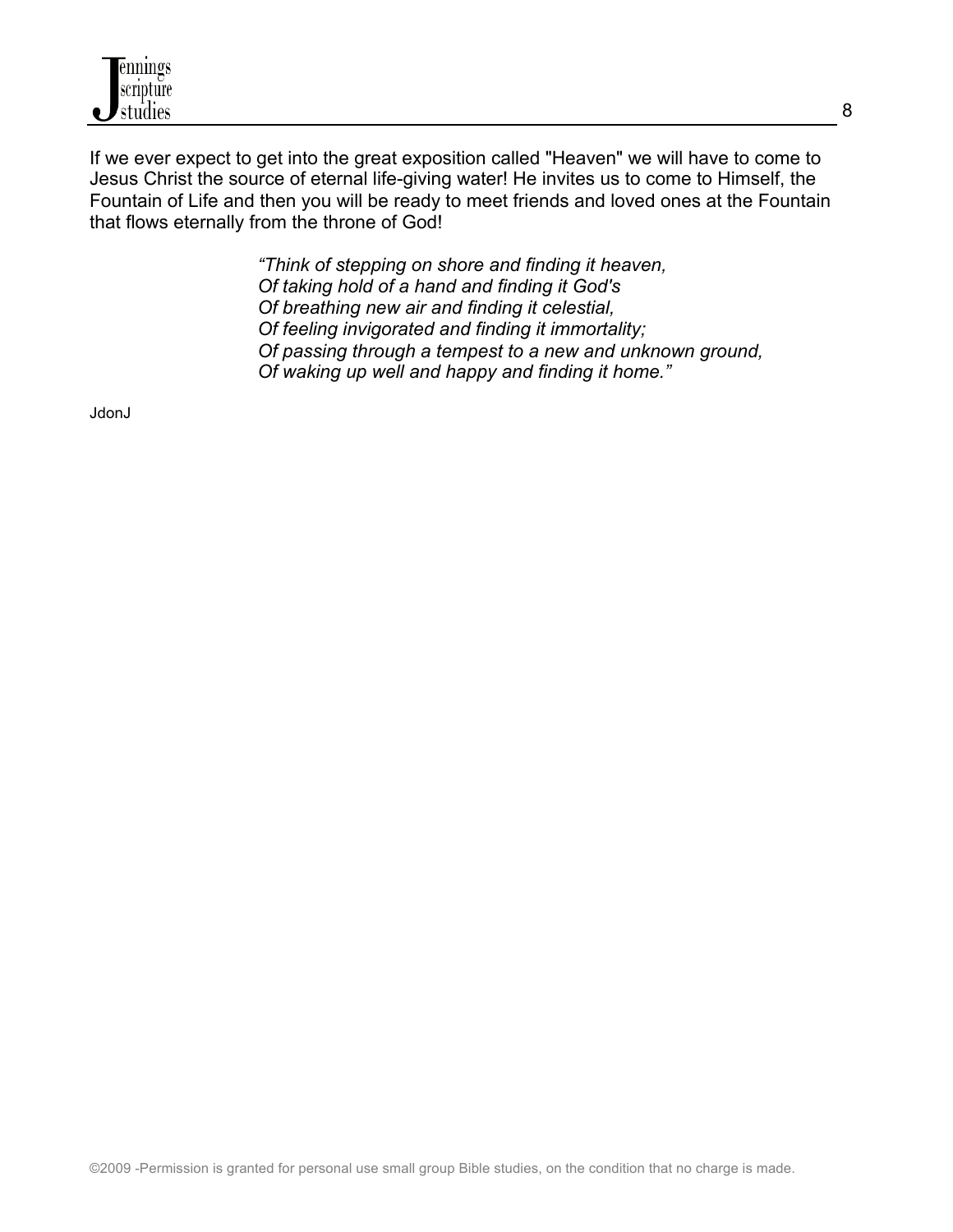If we ever expect to get into the great exposition called "Heaven" we will have to come to Jesus Christ the source of eternal life-giving water! He invites us to come to Himself, the Fountain of Life and then you will be ready to meet friends and loved ones at the Fountain that flows eternally from the throne of God!

> *"Think of stepping on shore and finding it heaven,*
> *Of taking hold of a hand and finding it God's*
> *Of breathing new air and finding it celestial,*
> *Of feeling invigorated and finding it immortality;*
> *Of passing through a tempest to a new and unknown ground,*
> *Of waking up well and happy and finding it home."*

JdonJ

©2009 -Permission is granted for personal use small group Bible studies, on the condition that no charge is made.